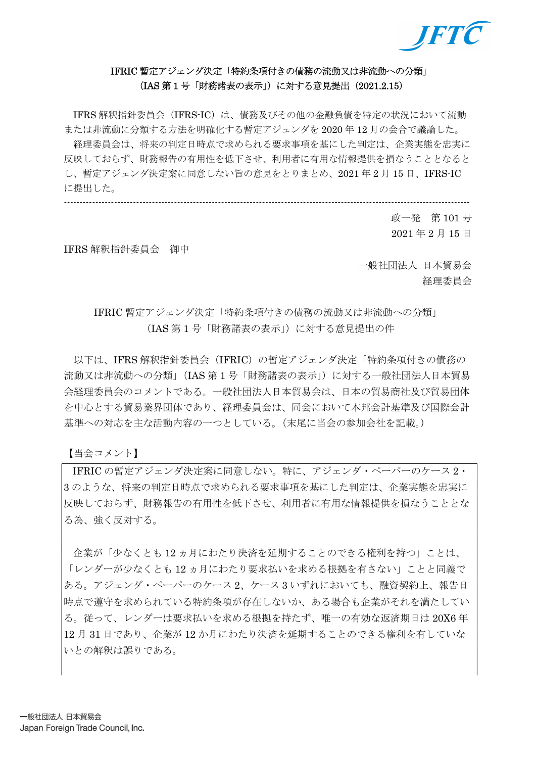# IFRIC 暫定アジェンダ決定「特約条項付きの債務の流動又は非流動への分類」（IAS 第 1 号「財務諸表の表示」）に対する意見提出（2021.2.15）

IFRS 解釈指針委員会（IFRS-IC）は、債務及びその他の金融負債を特定の状況において流動または非流動に分類する方法を明確化する暫定アジェンダを 2020 年 12 月の会合で議論した。

経理委員会は、将来の判定日時点で求められる要求事項を基にした判定は、企業実態を忠実に反映しておらず、財務報告の有用性を低下させ、利用者に有用な情報提供を損なうこととなるとし、暫定アジェンダ決定案に同意しない旨の意見をとりまとめ、2021 年 2 月 15 日、IFRS-IC に提出した。

---

政一発　第 101 号
2021 年 2 月 15 日

IFRS 解釈指針委員会　御中

一般社団法人　日本貿易会
経理委員会

## IFRIC 暫定アジェンダ決定「特約条項付きの債務の流動又は非流動への分類」（IAS 第 1 号「財務諸表の表示」）に対する意見提出の件

以下は、IFRS 解釈指針委員会（IFRIC）の暫定アジェンダ決定「特約条項付きの債務の流動又は非流動への分類」（IAS 第 1 号「財務諸表の表示」）に対する一般社団法人日本貿易会経理委員会のコメントである。一般社団法人日本貿易会は、日本の貿易商社及び貿易団体を中心とする貿易業界団体であり、経理委員会は、同会において本邦会計基準及び国際会計基準への対応を主な活動内容の一つとしている。（末尾に当会の参加会社を記載。）

【当会コメント】

IFRIC の暫定アジェンダ決定案に同意しない。特に、アジェンダ・ペーパーのケース 2・3 のような、将来の判定日時点で求められる要求事項を基にした判定は、企業実態を忠実に反映しておらず、財務報告の有用性を低下させ、利用者に有用な情報提供を損なうこととなる為、強く反対する。

企業が「少なくとも 12 ヵ月にわたり決済を延期することのできる権利を持つ」ことは、「レンダーが少なくとも 12 ヵ月にわたり要求払いを求める根拠を有さない」ことと同義である。アジェンダ・ペーパーのケース 2、ケース 3 いずれにおいても、融資契約上、報告日時点で遵守を求められている特約条項が存在しないか、ある場合も企業がそれを満たしている。従って、レンダーは要求払いを求める根拠を持たず、唯一の有効な返済期日は 20X6 年 12 月 31 日であり、企業が 12 か月にわたり決済を延期することのできる権利を有していないとの解釈は誤りである。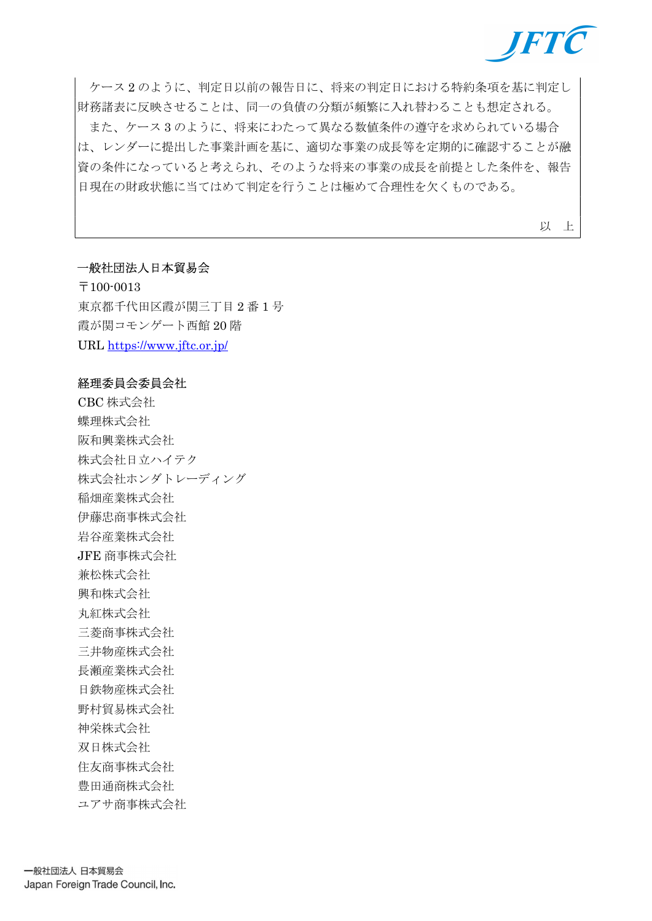ケース２のように、判定日以前の報告日に、将来の判定日における特約条項を基に判定し財務諸表に反映させることは、同一の負債の分類が頻繁に入れ替わることも想定される。

また、ケース３のように、将来にわたって異なる数値条件の遵守を求められている場合は、レンダーに提出した事業計画を基に、適切な事業の成長等を定期的に確認することが融資の条件になっていると考えられ、そのような将来の事業の成長を前提とした条件を、報告日現在の財政状態に当てはめて判定を行うことは極めて合理性を欠くものである。

以　上

一般社団法人日本貿易会
〒100-0013
東京都千代田区霞が関三丁目２番１号
霞が関コモンゲート西館 20 階
URL https://www.jftc.or.jp/

経理委員会委員会社
CBC 株式会社
蝶理株式会社
阪和興業株式会社
株式会社日立ハイテク
株式会社ホンダトレーディング
稲畑産業株式会社
伊藤忠商事株式会社
岩谷産業株式会社
JFE 商事株式会社
兼松株式会社
興和株式会社
丸紅株式会社
三菱商事株式会社
三井物産株式会社
長瀬産業株式会社
日鉄物産株式会社
野村貿易株式会社
神栄株式会社
双日株式会社
住友商事株式会社
豊田通商株式会社
ユアサ商事株式会社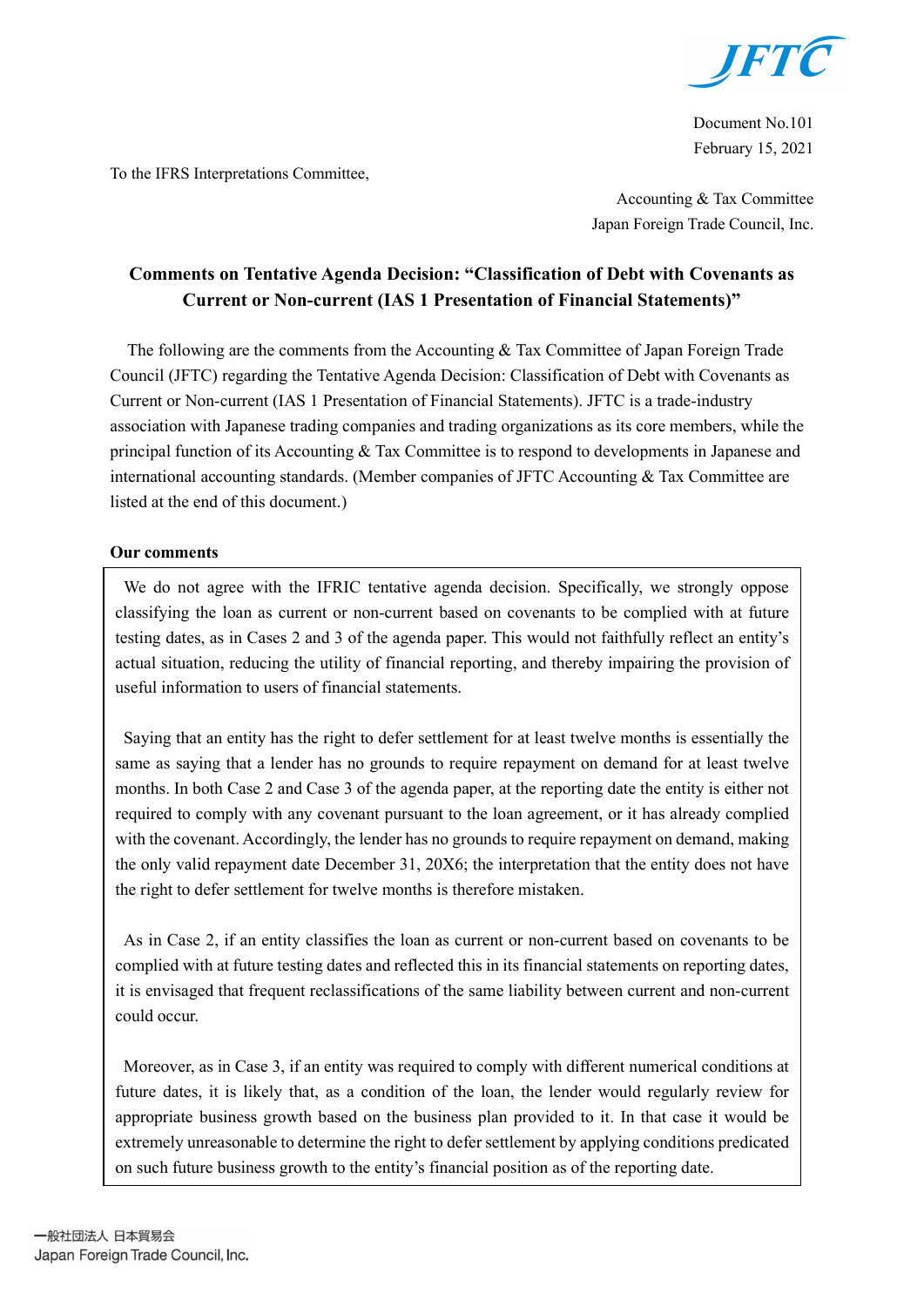Document No.101

February 15, 2021

To the IFRS Interpretations Committee,

Accounting & Tax Committee

Japan Foreign Trade Council, Inc.

**Comments on Tentative Agenda Decision: "Classification of Debt with Covenants as Current or Non-current (IAS 1 Presentation of Financial Statements)"**

The following are the comments from the Accounting & Tax Committee of Japan Foreign Trade Council (JFTC) regarding the Tentative Agenda Decision: Classification of Debt with Covenants as Current or Non-current (IAS 1 Presentation of Financial Statements). JFTC is a trade-industry association with Japanese trading companies and trading organizations as its core members, while the principal function of its Accounting & Tax Committee is to respond to developments in Japanese and international accounting standards. (Member companies of JFTC Accounting & Tax Committee are listed at the end of this document.)

**Our comments**

We do not agree with the IFRIC tentative agenda decision. Specifically, we strongly oppose classifying the loan as current or non-current based on covenants to be complied with at future testing dates, as in Cases 2 and 3 of the agenda paper. This would not faithfully reflect an entity's actual situation, reducing the utility of financial reporting, and thereby impairing the provision of useful information to users of financial statements.

Saying that an entity has the right to defer settlement for at least twelve months is essentially the same as saying that a lender has no grounds to require repayment on demand for at least twelve months. In both Case 2 and Case 3 of the agenda paper, at the reporting date the entity is either not required to comply with any covenant pursuant to the loan agreement, or it has already complied with the covenant. Accordingly, the lender has no grounds to require repayment on demand, making the only valid repayment date December 31, 20X6; the interpretation that the entity does not have the right to defer settlement for twelve months is therefore mistaken.

As in Case 2, if an entity classifies the loan as current or non-current based on covenants to be complied with at future testing dates and reflected this in its financial statements on reporting dates, it is envisaged that frequent reclassifications of the same liability between current and non-current could occur.

Moreover, as in Case 3, if an entity was required to comply with different numerical conditions at future dates, it is likely that, as a condition of the loan, the lender would regularly review for appropriate business growth based on the business plan provided to it. In that case it would be extremely unreasonable to determine the right to defer settlement by applying conditions predicated on such future business growth to the entity's financial position as of the reporting date.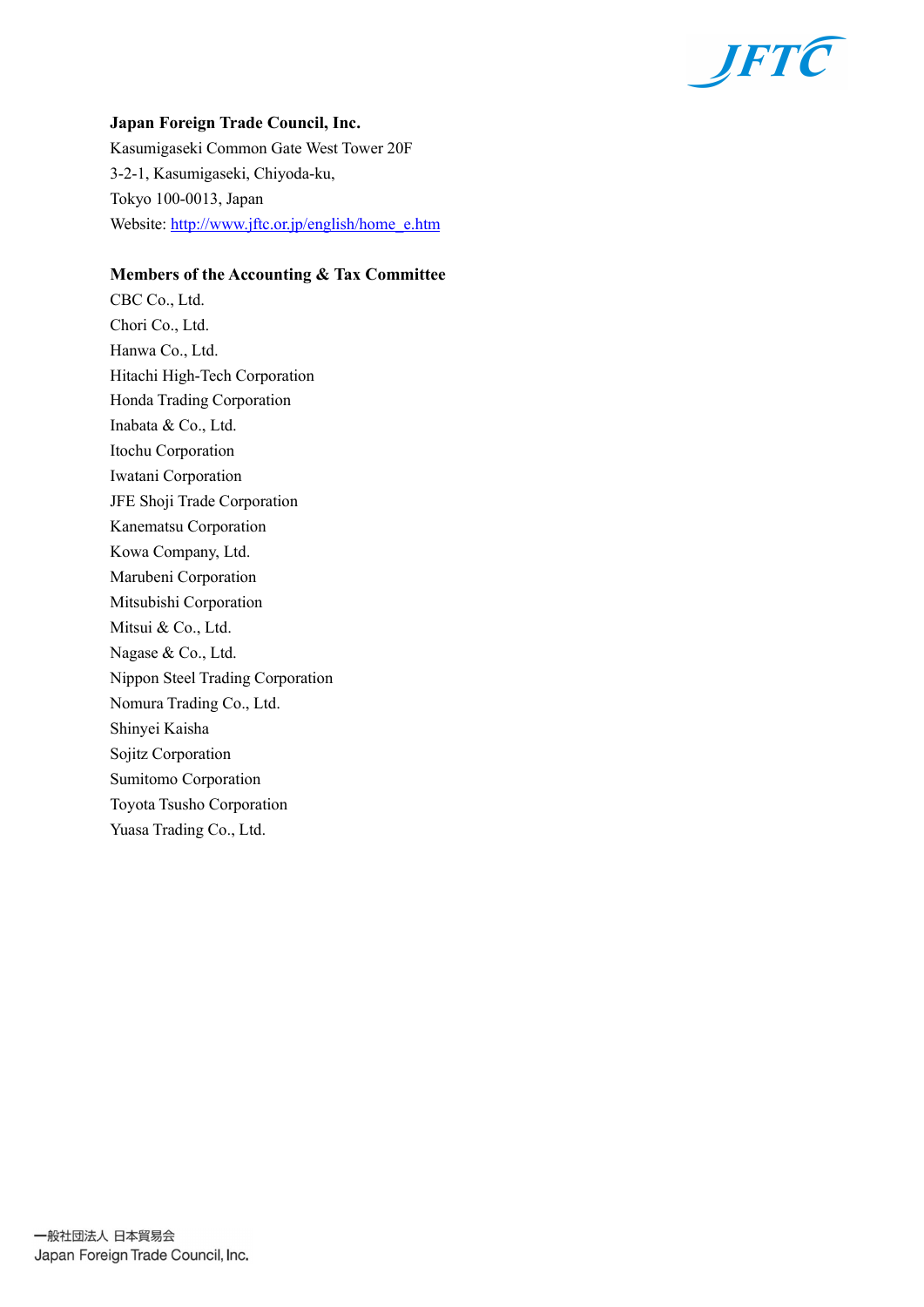**Japan Foreign Trade Council, Inc.**
Kasumigaseki Common Gate West Tower 20F
3-2-1, Kasumigaseki, Chiyoda-ku,
Tokyo 100-0013, Japan
Website: http://www.jftc.or.jp/english/home_e.htm

**Members of the Accounting & Tax Committee**

CBC Co., Ltd.
Chori Co., Ltd.
Hanwa Co., Ltd.
Hitachi High-Tech Corporation
Honda Trading Corporation
Inabata & Co., Ltd.
Itochu Corporation
Iwatani Corporation
JFE Shoji Trade Corporation
Kanematsu Corporation
Kowa Company, Ltd.
Marubeni Corporation
Mitsubishi Corporation
Mitsui & Co., Ltd.
Nagase & Co., Ltd.
Nippon Steel Trading Corporation
Nomura Trading Co., Ltd.
Shinyei Kaisha
Sojitz Corporation
Sumitomo Corporation
Toyota Tsusho Corporation
Yuasa Trading Co., Ltd.